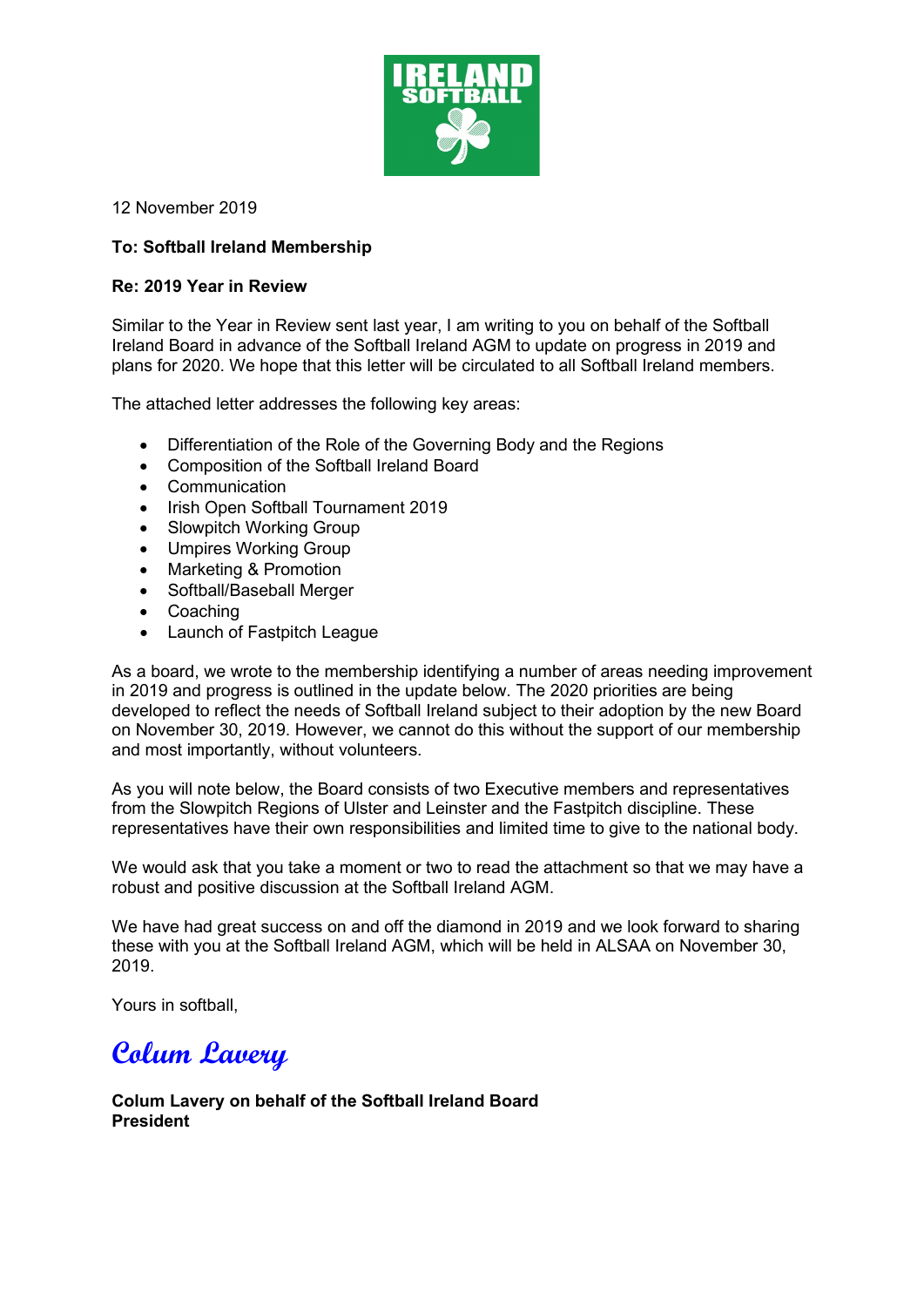12 November 2019

**To: Softball Ireland Membership**

**Re: 2019 Year in Review**

Similar to the Year in Review sent last year, I am writing to you on behalf of the Softball Ireland Board in advance of the Softball Ireland AGM to update on progress in 2019 and plans for 2020. We hope that this letter will be circulated to all Softball Ireland members.

The attached letter addresses the following key areas:

- Differentiation of the Role of the Governing Body and the Regions
- Composition of the Softball Ireland Board
- Communication
- Irish Open Softball Tournament 2019
- Slowpitch Working Group
- Umpires Working Group
- Marketing & Promotion
- Softball/Baseball Merger
- Coaching
- Launch of Fastpitch League

As a board, we wrote to the membership identifying a number of areas needing improvement in 2019 and progress is outlined in the update below. The 2020 priorities are being developed to reflect the needs of Softball Ireland subject to their adoption by the new Board on November 30, 2019. However, we cannot do this without the support of our membership and most importantly, without volunteers.

As you will note below, the Board consists of two Executive members and representatives from the Slowpitch Regions of Ulster and Leinster and the Fastpitch discipline. These representatives have their own responsibilities and limited time to give to the national body.

We would ask that you take a moment or two to read the attachment so that we may have a robust and positive discussion at the Softball Ireland AGM.

We have had great success on and off the diamond in 2019 and we look forward to sharing these with you at the Softball Ireland AGM, which will be held in ALSAA on November 30, 2019.

Yours in softball,

*Colum Lavery*

**Colum Lavery on behalf of the Softball Ireland Board**
**President**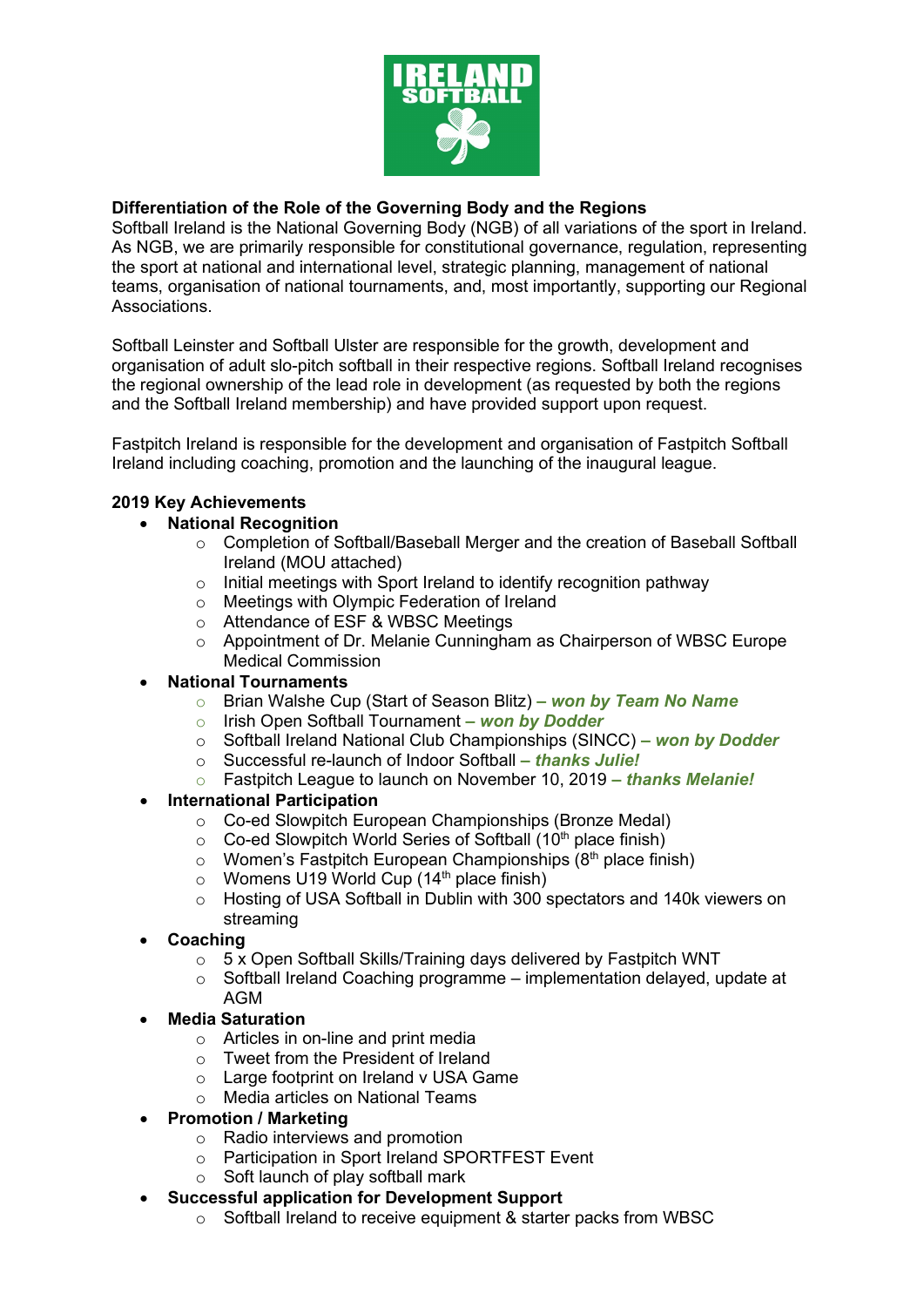**Differentiation of the Role of the Governing Body and the Regions**

Softball Ireland is the National Governing Body (NGB) of all variations of the sport in Ireland. As NGB, we are primarily responsible for constitutional governance, regulation, representing the sport at national and international level, strategic planning, management of national teams, organisation of national tournaments, and, most importantly, supporting our Regional Associations.

Softball Leinster and Softball Ulster are responsible for the growth, development and organisation of adult slo-pitch softball in their respective regions. Softball Ireland recognises the regional ownership of the lead role in development (as requested by both the regions and the Softball Ireland membership) and have provided support upon request.

Fastpitch Ireland is responsible for the development and organisation of Fastpitch Softball Ireland including coaching, promotion and the launching of the inaugural league.

**2019 Key Achievements**

- **National Recognition**
  - Completion of Softball/Baseball Merger and the creation of Baseball Softball Ireland (MOU attached)
  - Initial meetings with Sport Ireland to identify recognition pathway
  - Meetings with Olympic Federation of Ireland
  - Attendance of ESF & WBSC Meetings
  - Appointment of Dr. Melanie Cunningham as Chairperson of WBSC Europe Medical Commission
- **National Tournaments**
  - Brian Walshe Cup (Start of Season Blitz) ***– won by Team No Name***
  - Irish Open Softball Tournament ***– won by Dodder***
  - Softball Ireland National Club Championships (SINCC) ***– won by Dodder***
  - Successful re-launch of Indoor Softball ***– thanks Julie!***
  - Fastpitch League to launch on November 10, 2019 ***– thanks Melanie!***
- **International Participation**
  - Co-ed Slowpitch European Championships (Bronze Medal)
  - Co-ed Slowpitch World Series of Softball (10th place finish)
  - Women's Fastpitch European Championships (8th place finish)
  - Womens U19 World Cup (14th place finish)
  - Hosting of USA Softball in Dublin with 300 spectators and 140k viewers on streaming
- **Coaching**
  - 5 x Open Softball Skills/Training days delivered by Fastpitch WNT
  - Softball Ireland Coaching programme – implementation delayed, update at AGM
- **Media Saturation**
  - Articles in on-line and print media
  - Tweet from the President of Ireland
  - Large footprint on Ireland v USA Game
  - Media articles on National Teams
- **Promotion / Marketing**
  - Radio interviews and promotion
  - Participation in Sport Ireland SPORTFEST Event
  - Soft launch of play softball mark
- **Successful application for Development Support**
  - Softball Ireland to receive equipment & starter packs from WBSC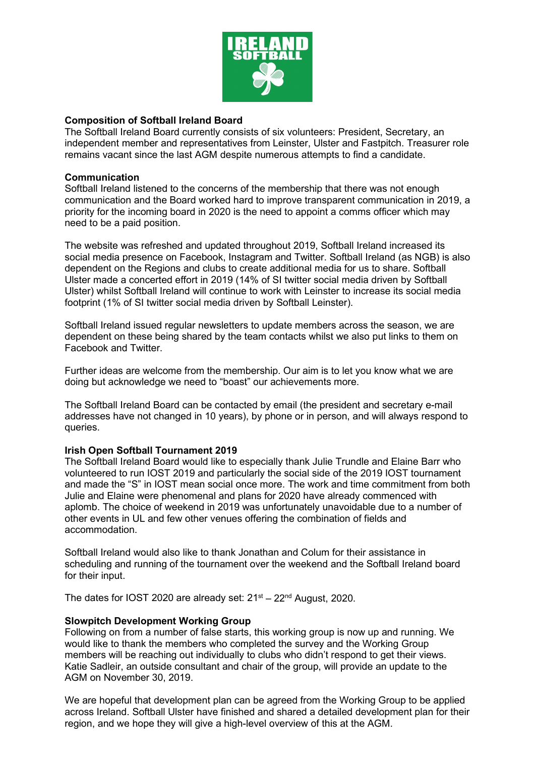**Composition of Softball Ireland Board**
The Softball Ireland Board currently consists of six volunteers: President, Secretary, an independent member and representatives from Leinster, Ulster and Fastpitch. Treasurer role remains vacant since the last AGM despite numerous attempts to find a candidate.

**Communication**
Softball Ireland listened to the concerns of the membership that there was not enough communication and the Board worked hard to improve transparent communication in 2019, a priority for the incoming board in 2020 is the need to appoint a comms officer which may need to be a paid position.

The website was refreshed and updated throughout 2019, Softball Ireland increased its social media presence on Facebook, Instagram and Twitter. Softball Ireland (as NGB) is also dependent on the Regions and clubs to create additional media for us to share. Softball Ulster made a concerted effort in 2019 (14% of SI twitter social media driven by Softball Ulster) whilst Softball Ireland will continue to work with Leinster to increase its social media footprint (1% of SI twitter social media driven by Softball Leinster).

Softball Ireland issued regular newsletters to update members across the season, we are dependent on these being shared by the team contacts whilst we also put links to them on Facebook and Twitter.

Further ideas are welcome from the membership. Our aim is to let you know what we are doing but acknowledge we need to "boast" our achievements more.

The Softball Ireland Board can be contacted by email (the president and secretary e-mail addresses have not changed in 10 years), by phone or in person, and will always respond to queries.

**Irish Open Softball Tournament 2019**
The Softball Ireland Board would like to especially thank Julie Trundle and Elaine Barr who volunteered to run IOST 2019 and particularly the social side of the 2019 IOST tournament and made the "S" in IOST mean social once more. The work and time commitment from both Julie and Elaine were phenomenal and plans for 2020 have already commenced with aplomb. The choice of weekend in 2019 was unfortunately unavoidable due to a number of other events in UL and few other venues offering the combination of fields and accommodation.

Softball Ireland would also like to thank Jonathan and Colum for their assistance in scheduling and running of the tournament over the weekend and the Softball Ireland board for their input.

The dates for IOST 2020 are already set: 21st – 22nd August, 2020.

**Slowpitch Development Working Group**
Following on from a number of false starts, this working group is now up and running. We would like to thank the members who completed the survey and the Working Group members will be reaching out individually to clubs who didn't respond to get their views. Katie Sadleir, an outside consultant and chair of the group, will provide an update to the AGM on November 30, 2019.

We are hopeful that development plan can be agreed from the Working Group to be applied across Ireland. Softball Ulster have finished and shared a detailed development plan for their region, and we hope they will give a high-level overview of this at the AGM.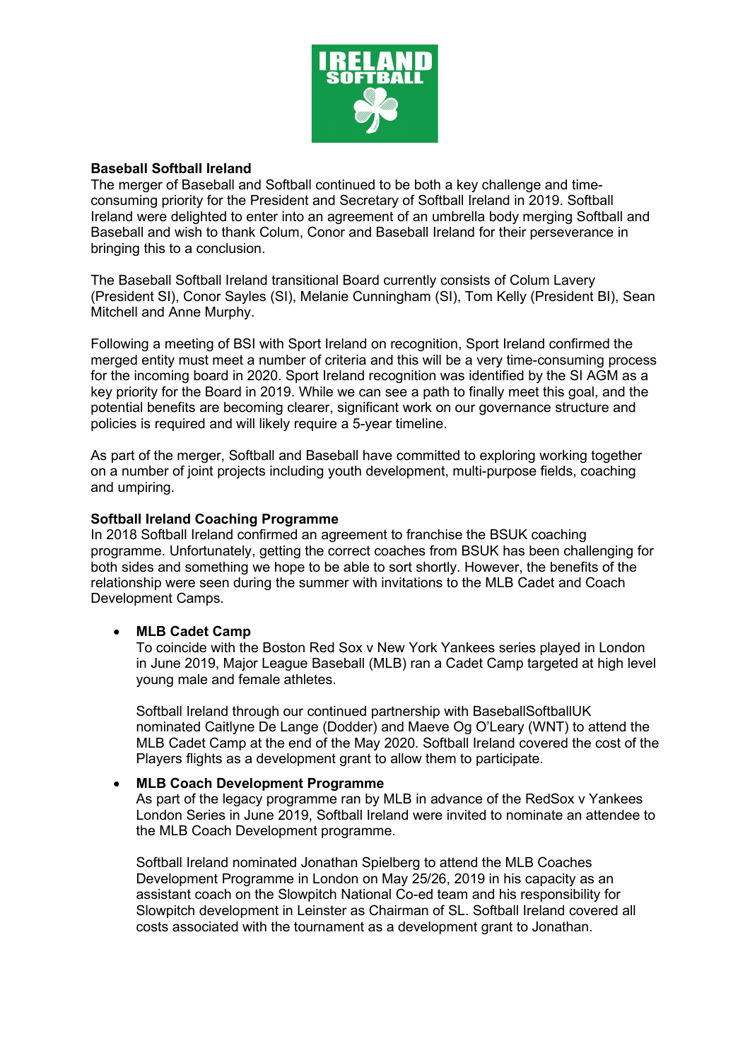**Baseball Softball Ireland**

The merger of Baseball and Softball continued to be both a key challenge and time-consuming priority for the President and Secretary of Softball Ireland in 2019. Softball Ireland were delighted to enter into an agreement of an umbrella body merging Softball and Baseball and wish to thank Colum, Conor and Baseball Ireland for their perseverance in bringing this to a conclusion.

The Baseball Softball Ireland transitional Board currently consists of Colum Lavery (President SI), Conor Sayles (SI), Melanie Cunningham (SI), Tom Kelly (President BI), Sean Mitchell and Anne Murphy.

Following a meeting of BSI with Sport Ireland on recognition, Sport Ireland confirmed the merged entity must meet a number of criteria and this will be a very time-consuming process for the incoming board in 2020. Sport Ireland recognition was identified by the SI AGM as a key priority for the Board in 2019. While we can see a path to finally meet this goal, and the potential benefits are becoming clearer, significant work on our governance structure and policies is required and will likely require a 5-year timeline.

As part of the merger, Softball and Baseball have committed to exploring working together on a number of joint projects including youth development, multi-purpose fields, coaching and umpiring.

**Softball Ireland Coaching Programme**

In 2018 Softball Ireland confirmed an agreement to franchise the BSUK coaching programme. Unfortunately, getting the correct coaches from BSUK has been challenging for both sides and something we hope to be able to sort shortly. However, the benefits of the relationship were seen during the summer with invitations to the MLB Cadet and Coach Development Camps.

- **MLB Cadet Camp**

  To coincide with the Boston Red Sox v New York Yankees series played in London in June 2019, Major League Baseball (MLB) ran a Cadet Camp targeted at high level young male and female athletes.

  Softball Ireland through our continued partnership with BaseballSoftballUK nominated Caitlyne De Lange (Dodder) and Maeve Og O'Leary (WNT) to attend the MLB Cadet Camp at the end of the May 2020. Softball Ireland covered the cost of the Players flights as a development grant to allow them to participate.

- **MLB Coach Development Programme**

  As part of the legacy programme ran by MLB in advance of the RedSox v Yankees London Series in June 2019, Softball Ireland were invited to nominate an attendee to the MLB Coach Development programme.

  Softball Ireland nominated Jonathan Spielberg to attend the MLB Coaches Development Programme in London on May 25/26, 2019 in his capacity as an assistant coach on the Slowpitch National Co-ed team and his responsibility for Slowpitch development in Leinster as Chairman of SL. Softball Ireland covered all costs associated with the tournament as a development grant to Jonathan.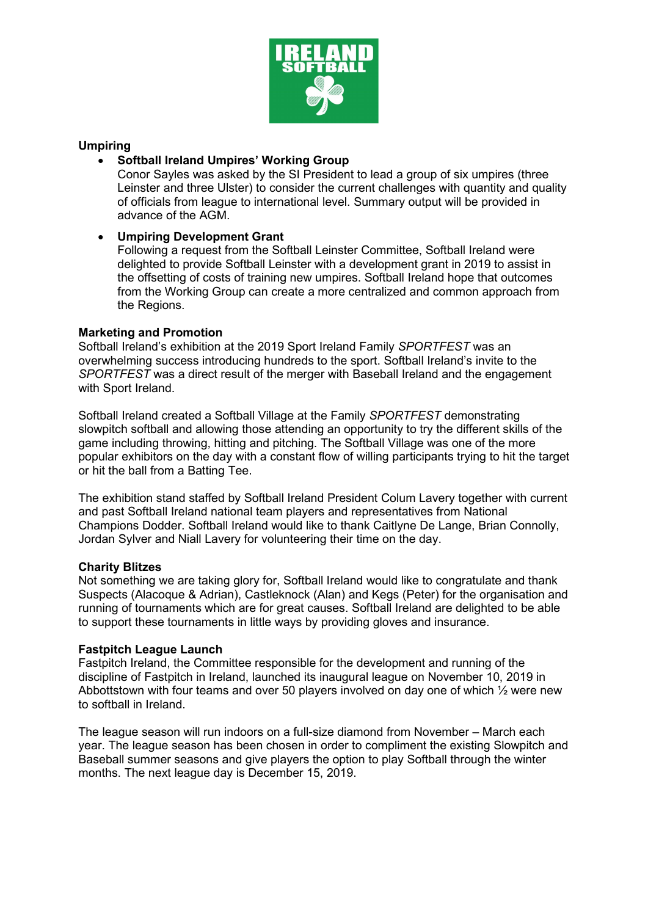## Umpiring

- **Softball Ireland Umpires' Working Group**
  Conor Sayles was asked by the SI President to lead a group of six umpires (three Leinster and three Ulster) to consider the current challenges with quantity and quality of officials from league to international level. Summary output will be provided in advance of the AGM.

- **Umpiring Development Grant**
  Following a request from the Softball Leinster Committee, Softball Ireland were delighted to provide Softball Leinster with a development grant in 2019 to assist in the offsetting of costs of training new umpires. Softball Ireland hope that outcomes from the Working Group can create a more centralized and common approach from the Regions.

## Marketing and Promotion

Softball Ireland's exhibition at the 2019 Sport Ireland Family *SPORTFEST* was an overwhelming success introducing hundreds to the sport. Softball Ireland's invite to the *SPORTFEST* was a direct result of the merger with Baseball Ireland and the engagement with Sport Ireland.

Softball Ireland created a Softball Village at the Family *SPORTFEST* demonstrating slowpitch softball and allowing those attending an opportunity to try the different skills of the game including throwing, hitting and pitching. The Softball Village was one of the more popular exhibitors on the day with a constant flow of willing participants trying to hit the target or hit the ball from a Batting Tee.

The exhibition stand staffed by Softball Ireland President Colum Lavery together with current and past Softball Ireland national team players and representatives from National Champions Dodder. Softball Ireland would like to thank Caitlyne De Lange, Brian Connolly, Jordan Sylver and Niall Lavery for volunteering their time on the day.

## Charity Blitzes

Not something we are taking glory for, Softball Ireland would like to congratulate and thank Suspects (Alacoque & Adrian), Castleknock (Alan) and Kegs (Peter) for the organisation and running of tournaments which are for great causes. Softball Ireland are delighted to be able to support these tournaments in little ways by providing gloves and insurance.

## Fastpitch League Launch

Fastpitch Ireland, the Committee responsible for the development and running of the discipline of Fastpitch in Ireland, launched its inaugural league on November 10, 2019 in Abbottstown with four teams and over 50 players involved on day one of which ½ were new to softball in Ireland.

The league season will run indoors on a full-size diamond from November – March each year. The league season has been chosen in order to compliment the existing Slowpitch and Baseball summer seasons and give players the option to play Softball through the winter months. The next league day is December 15, 2019.